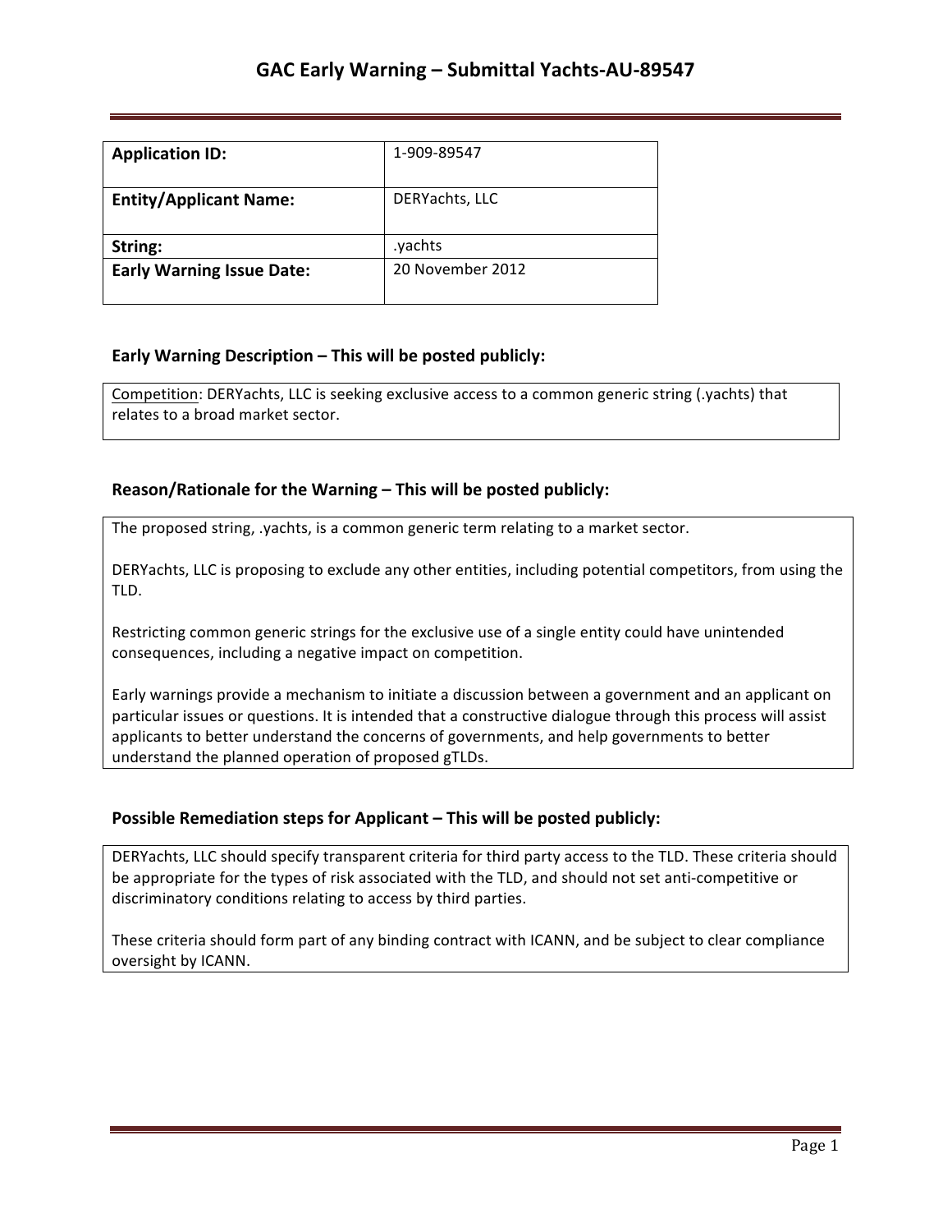# GAC Early Warning – Submittal Yachts-AU-89547

| **Application ID:** | 1-909-89547 |
|---|---|
| **Entity/Applicant Name:** | DERYachts, LLC |
| **String:** | .yachts |
| **Early Warning Issue Date:** | 20 November 2012 |

## Early Warning Description – This will be posted publicly:

Competition: DERYachts, LLC is seeking exclusive access to a common generic string (.yachts) that relates to a broad market sector.

## Reason/Rationale for the Warning – This will be posted publicly:

The proposed string, .yachts, is a common generic term relating to a market sector.

DERYachts, LLC is proposing to exclude any other entities, including potential competitors, from using the TLD.

Restricting common generic strings for the exclusive use of a single entity could have unintended consequences, including a negative impact on competition.

Early warnings provide a mechanism to initiate a discussion between a government and an applicant on particular issues or questions. It is intended that a constructive dialogue through this process will assist applicants to better understand the concerns of governments, and help governments to better understand the planned operation of proposed gTLDs.

## Possible Remediation steps for Applicant – This will be posted publicly:

DERYachts, LLC should specify transparent criteria for third party access to the TLD. These criteria should be appropriate for the types of risk associated with the TLD, and should not set anti-competitive or discriminatory conditions relating to access by third parties.

These criteria should form part of any binding contract with ICANN, and be subject to clear compliance oversight by ICANN.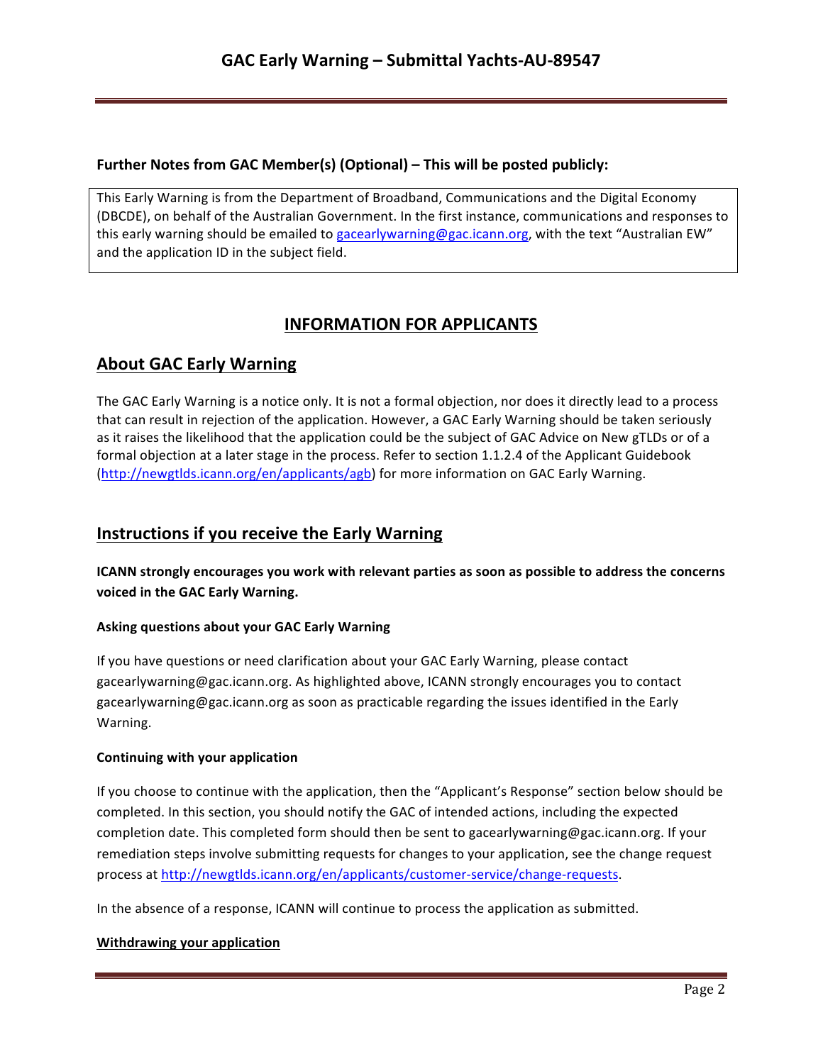**Further Notes from GAC Member(s) (Optional) – This will be posted publicly:**

This Early Warning is from the Department of Broadband, Communications and the Digital Economy (DBCDE), on behalf of the Australian Government. In the first instance, communications and responses to this early warning should be emailed to gacearlywarning@gac.icann.org, with the text "Australian EW" and the application ID in the subject field.

## INFORMATION FOR APPLICANTS

## About GAC Early Warning

The GAC Early Warning is a notice only. It is not a formal objection, nor does it directly lead to a process that can result in rejection of the application. However, a GAC Early Warning should be taken seriously as it raises the likelihood that the application could be the subject of GAC Advice on New gTLDs or of a formal objection at a later stage in the process. Refer to section 1.1.2.4 of the Applicant Guidebook (http://newgtlds.icann.org/en/applicants/agb) for more information on GAC Early Warning.

## Instructions if you receive the Early Warning

**ICANN strongly encourages you work with relevant parties as soon as possible to address the concerns voiced in the GAC Early Warning.**

### Asking questions about your GAC Early Warning

If you have questions or need clarification about your GAC Early Warning, please contact gacearlywarning@gac.icann.org. As highlighted above, ICANN strongly encourages you to contact gacearlywarning@gac.icann.org as soon as practicable regarding the issues identified in the Early Warning.

### Continuing with your application

If you choose to continue with the application, then the "Applicant's Response" section below should be completed. In this section, you should notify the GAC of intended actions, including the expected completion date. This completed form should then be sent to gacearlywarning@gac.icann.org. If your remediation steps involve submitting requests for changes to your application, see the change request process at http://newgtlds.icann.org/en/applicants/customer-service/change-requests.

In the absence of a response, ICANN will continue to process the application as submitted.

### Withdrawing your application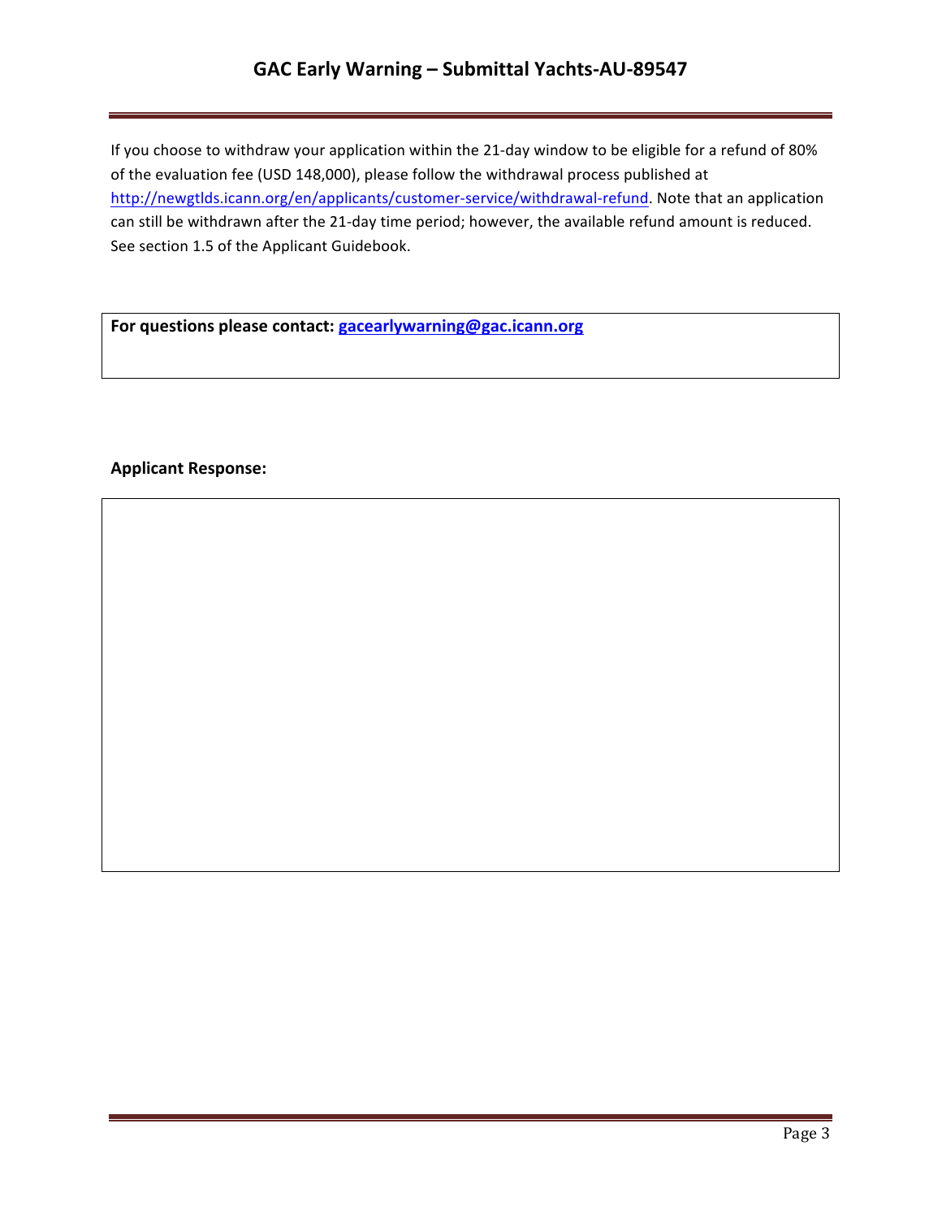If you choose to withdraw your application within the 21-day window to be eligible for a refund of 80% of the evaluation fee (USD 148,000), please follow the withdrawal process published at http://newgtlds.icann.org/en/applicants/customer-service/withdrawal-refund. Note that an application can still be withdrawn after the 21-day time period; however, the available refund amount is reduced. See section 1.5 of the Applicant Guidebook.

**For questions please contact: gacearlywarning@gac.icann.org**

**Applicant Response:**